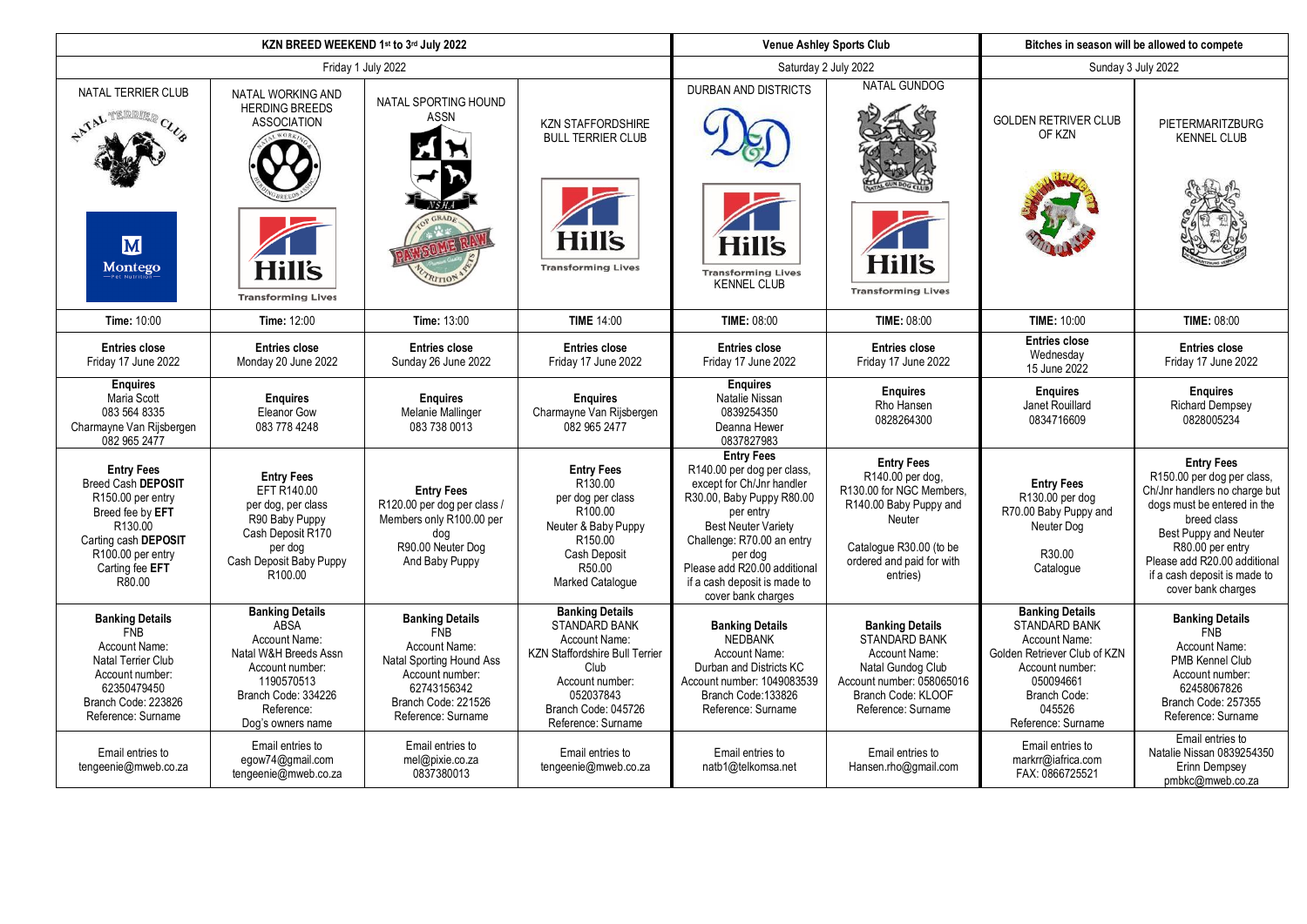| KZN BREED WEEKEND 1st to 3rd July 2022 | | | | Venue Ashley Sports Club | | Bitches in season will be allowed to compete | |
|---|---|---|---|---|---|---|---|
| Friday 1 July 2022 | | | | Saturday 2 July 2022 | | Sunday 3 July 2022 | |
| NATAL TERRIER CLUB | NATAL WORKING AND HERDING BREEDS ASSOCIATION | NATAL SPORTING HOUND ASSN | KZN STAFFORDSHIRE BULL TERRIER CLUB | DURBAN AND DISTRICTS KENNEL CLUB | NATAL GUNDOG | GOLDEN RETRIVER CLUB OF KZN | PIETERMARITZBURG KENNEL CLUB |
| **Time:** 10:00 | **Time:** 12:00 | **Time:** 13:00 | **TIME** 14:00 | **TIME:** 08:00 | **TIME:** 08:00 | **TIME:** 10:00 | **TIME:** 08:00 |
| **Entries close** Friday 17 June 2022 | **Entries close** Monday 20 June 2022 | **Entries close** Sunday 26 June 2022 | **Entries close** Friday 17 June 2022 | **Entries close** Friday 17 June 2022 | **Entries close** Friday 17 June 2022 | **Entries close** Wednesday 15 June 2022 | **Entries close** Friday 17 June 2022 |
| **Enquires** Maria Scott 083 564 8335 Charmayne Van Rijsbergen 082 965 2477 | **Enquires** Eleanor Gow 083 778 4248 | **Enquires** Melanie Mallinger 083 738 0013 | **Enquires** Charmayne Van Rijsbergen 082 965 2477 | **Enquires** Natalie Nissan 0839254350 Deanna Hewer 0837827983 | **Enquires** Rho Hansen 0828264300 | **Enquires** Janet Rouillard 0834716609 | **Enquires** Richard Dempsey 0828005234 |
| **Entry Fees** Breed Cash **DEPOSIT** R150.00 per entry Breed fee by **EFT** R130.00 Carting cash **DEPOSIT** R100.00 per entry Carting fee **EFT** R80.00 | **Entry Fees** EFT R140.00 per dog, per class R90 Baby Puppy Cash Deposit R170 per dog Cash Deposit Baby Puppy R100.00 | **Entry Fees** R120.00 per dog per class / Members only R100.00 per dog R90.00 Neuter Dog And Baby Puppy | **Entry Fees** R130.00 per dog per class R100.00 Neuter & Baby Puppy R150.00 Cash Deposit R50.00 Marked Catalogue | **Entry Fees** R140.00 per dog per class, except for Ch/Jnr handler R30.00, Baby Puppy R80.00 per entry Best Neuter Variety Challenge: R70.00 an entry per dog Please add R20.00 additional if a cash deposit is made to cover bank charges | **Entry Fees** R140.00 per dog, R130.00 for NGC Members, R140.00 Baby Puppy and Neuter Catalogue R30.00 (to be ordered and paid for with entries) | **Entry Fees** R130.00 per dog R70.00 Baby Puppy and Neuter Dog R30.00 Catalogue | **Entry Fees** R150.00 per dog per class, Ch/Jnr handlers no charge but dogs must be entered in the breed class Best Puppy and Neuter R80.00 per entry Please add R20.00 additional if a cash deposit is made to cover bank charges |
| **Banking Details** FNB Account Name: Natal Terrier Club Account number: 62350479450 Branch Code: 223826 Reference: Surname | **Banking Details** ABSA Account Name: Natal W&H Breeds Assn Account number: 1190570513 Branch Code: 334226 Reference: Dog's owners name | **Banking Details** FNB Account Name: Natal Sporting Hound Ass Club Account number: 62743156342 Branch Code: 221526 Reference: Surname | **Banking Details** STANDARD BANK Account Name: KZN Staffordshire Bull Terrier Club Account number: 052037843 Branch Code: 045726 Reference: Surname | **Banking Details** NEDBANK Account Name: Durban and Districts KC Account number: 1049083539 Branch Code:133826 Reference: Surname | **Banking Details** STANDARD BANK Account Name: Natal Gundog Club Account number: 058065016 Branch Code: KLOOF Reference: Surname | **Banking Details** STANDARD BANK Account Name: Golden Retriever Club of KZN Account number: 050094661 Branch Code: 045526 Reference: Surname | **Banking Details** FNB Account Name: PMB Kennel Club Account number: 62458067826 Branch Code: 257355 Reference: Surname |
| Email entries to tengeenie@mweb.co.za | Email entries to egow74@gmail.com tengeenie@mweb.co.za | Email entries to mel@pixie.co.za 0837380013 | Email entries to tengeenie@mweb.co.za | Email entries to natb1@telkomsa.net | Email entries to Hansen.rho@gmail.com | Email entries to markrr@iafrica.com FAX: 0866725521 | Email entries to Natalie Nissan 0839254350 Erinn Dempsey pmbkc@mweb.co.za |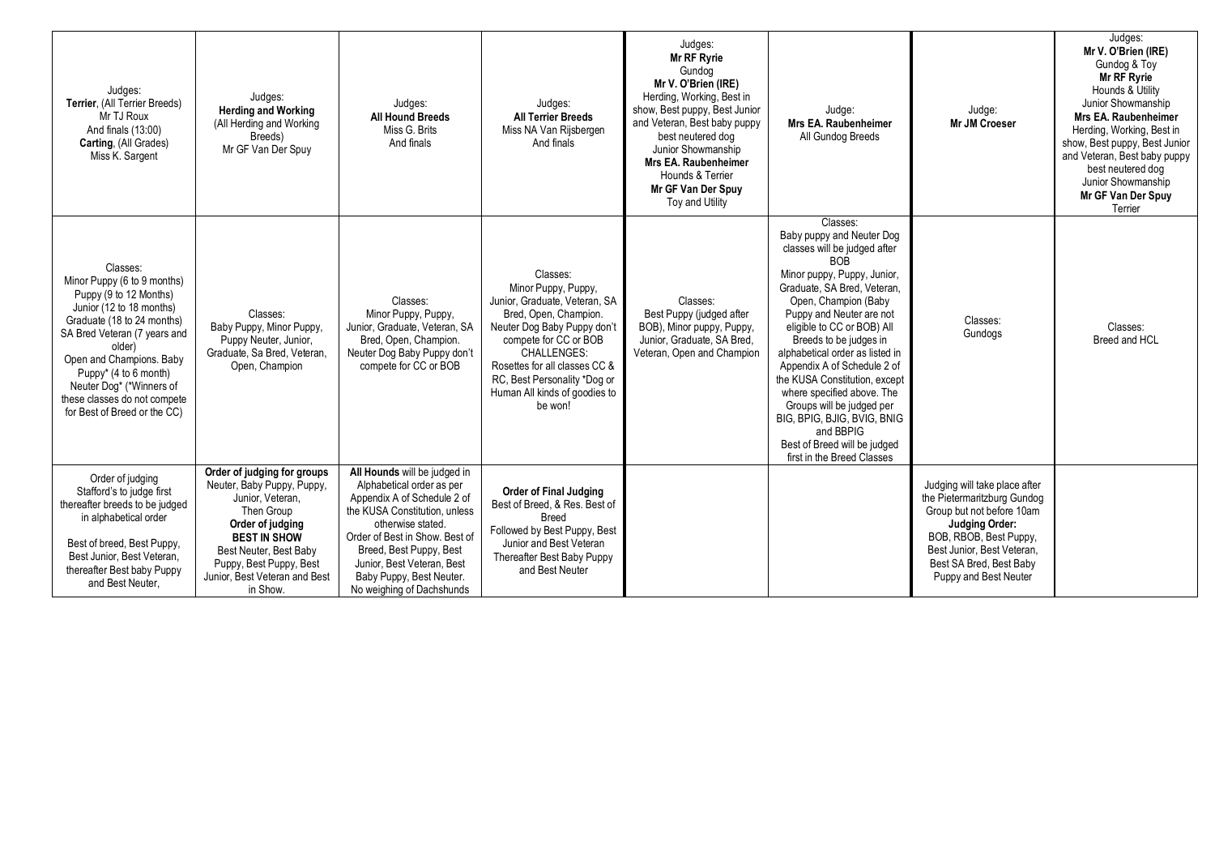| | | | | | | | |
|---|---|---|---|---|---|---|---|
| Judges: **Terrier**, (All Terrier Breeds) Mr TJ Roux And finals (13:00) **Carting**, (All Grades) Miss K. Sargent | Judges: **Herding and Working** (All Herding and Working Breeds) Mr GF Van Der Spuy | Judges: **All Hound Breeds** Miss G. Brits And finals | Judges: **All Terrier Breeds** Miss NA Van Rijsbergen And finals | Judges: **Mr RF Ryrie** Gundog **Mr V. O'Brien (IRE)** Herding, Working, Best in show, Best puppy, Best Junior and Veteran, Best baby puppy best neutered dog Junior Showmanship **Mrs EA. Raubenheimer** Hounds & Terrier **Mr GF Van Der Spuy** Toy and Utility | Judge: **Mrs EA. Raubenheimer** All Gundog Breeds | Judge: **Mr JM Croeser** | Judges: **Mr V. O'Brien (IRE)** Gundog & Toy **Mr RF Ryrie** Hounds & Utility Junior Showmanship **Mrs EA. Raubenheimer** Herding, Working, Best in show, Best puppy, Best Junior and Veteran, Best baby puppy best neutered dog Junior Showmanship **Mr GF Van Der Spuy** Terrier |
| Classes: Minor Puppy (6 to 9 months) Puppy (9 to 12 Months) Junior (12 to 18 months) Graduate (18 to 24 months) SA Bred Veteran (7 years and older) Open and Champions. Baby Puppy* (4 to 6 month) Neuter Dog* (*Winners of these classes do not compete for Best of Breed or the CC) | Classes: Baby Puppy, Minor Puppy, Puppy Neuter, Junior, Graduate, Sa Bred, Veteran, Open, Champion | Classes: Minor Puppy, Puppy, Junior, Graduate, Veteran, SA Bred, Open, Champion. Neuter Dog Baby Puppy don't compete for CC or BOB | Classes: Minor Puppy, Puppy, Junior, Graduate, Veteran, SA Bred, Open, Champion. Neuter Dog Baby Puppy don't compete for CC or BOB CHALLENGES: Rosettes for all classes CC & RC, Best Personality *Dog or Human All kinds of goodies to be won! | Classes: Best Puppy (judged after BOB), Minor puppy, Puppy, Junior, Graduate, SA Bred, Veteran, Open and Champion | Classes: Baby puppy and Neuter Dog classes will be judged after BOB Minor puppy, Puppy, Junior, Graduate, SA Bred, Veteran, Open, Champion (Baby Puppy and Neuter are not eligible to CC or BOB) All Breeds to be judges in alphabetical order as listed in Appendix A of Schedule 2 of the KUSA Constitution, except where specified above. The Groups will be judged per BIG, BPIG, BJIG, BVIG, BNIG and BBPIG Best of Breed will be judged first in the Breed Classes | Classes: Gundogs | Classes: Breed and HCL |
| Order of judging Stafford's to judge first thereafter breeds to be judged in alphabetical order<br><br>Best of breed, Best Puppy, Best Junior, Best Veteran, thereafter Best baby Puppy and Best Neuter, | **Order of judging for groups** Neuter, Baby Puppy, Puppy, Junior, Veteran, Then Group **Order of judging** **BEST IN SHOW** Best Neuter, Best Baby Puppy, Best Puppy, Best Junior, Best Veteran and Best in Show. | **All Hounds** will be judged in Alphabetical order as per Appendix A of Schedule 2 of the KUSA Constitution, unless otherwise stated. Order of Best in Show. Best of Breed, Best Puppy, Best Junior, Best Veteran, Best Baby Puppy, Best Neuter. No weighing of Dachshunds | **Order of Final Judging** Best of Breed, & Res. Best of Breed Followed by Best Puppy, Best Junior and Best Veteran Thereafter Best Baby Puppy and Best Neuter | | | Judging will take place after the Pietermaritzburg Gundog Group but not before 10am **Judging Order:** BOB, RBOB, Best Puppy, Best Junior, Best Veteran, Best SA Bred, Best Baby Puppy and Best Neuter | |